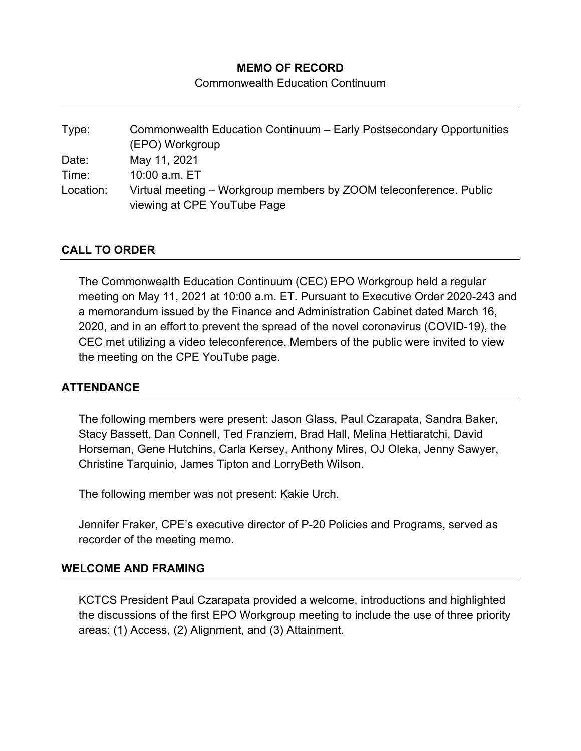**MEMO OF RECORD**

Commonwealth Education Continuum

---

| | |
|---|---|
| Type: | Commonwealth Education Continuum – Early Postsecondary Opportunities (EPO) Workgroup |
| Date: | May 11, 2021 |
| Time: | 10:00 a.m. ET |
| Location: | Virtual meeting – Workgroup members by ZOOM teleconference. Public viewing at CPE YouTube Page |

## CALL TO ORDER

The Commonwealth Education Continuum (CEC) EPO Workgroup held a regular meeting on May 11, 2021 at 10:00 a.m. ET. Pursuant to Executive Order 2020-243 and a memorandum issued by the Finance and Administration Cabinet dated March 16, 2020, and in an effort to prevent the spread of the novel coronavirus (COVID-19), the CEC met utilizing a video teleconference. Members of the public were invited to view the meeting on the CPE YouTube page.

## ATTENDANCE

The following members were present: Jason Glass, Paul Czarapata, Sandra Baker, Stacy Bassett, Dan Connell, Ted Franziem, Brad Hall, Melina Hettiaratchi, David Horseman, Gene Hutchins, Carla Kersey, Anthony Mires, OJ Oleka, Jenny Sawyer, Christine Tarquinio, James Tipton and LorryBeth Wilson.

The following member was not present: Kakie Urch.

Jennifer Fraker, CPE's executive director of P-20 Policies and Programs, served as recorder of the meeting memo.

## WELCOME AND FRAMING

KCTCS President Paul Czarapata provided a welcome, introductions and highlighted the discussions of the first EPO Workgroup meeting to include the use of three priority areas: (1) Access, (2) Alignment, and (3) Attainment.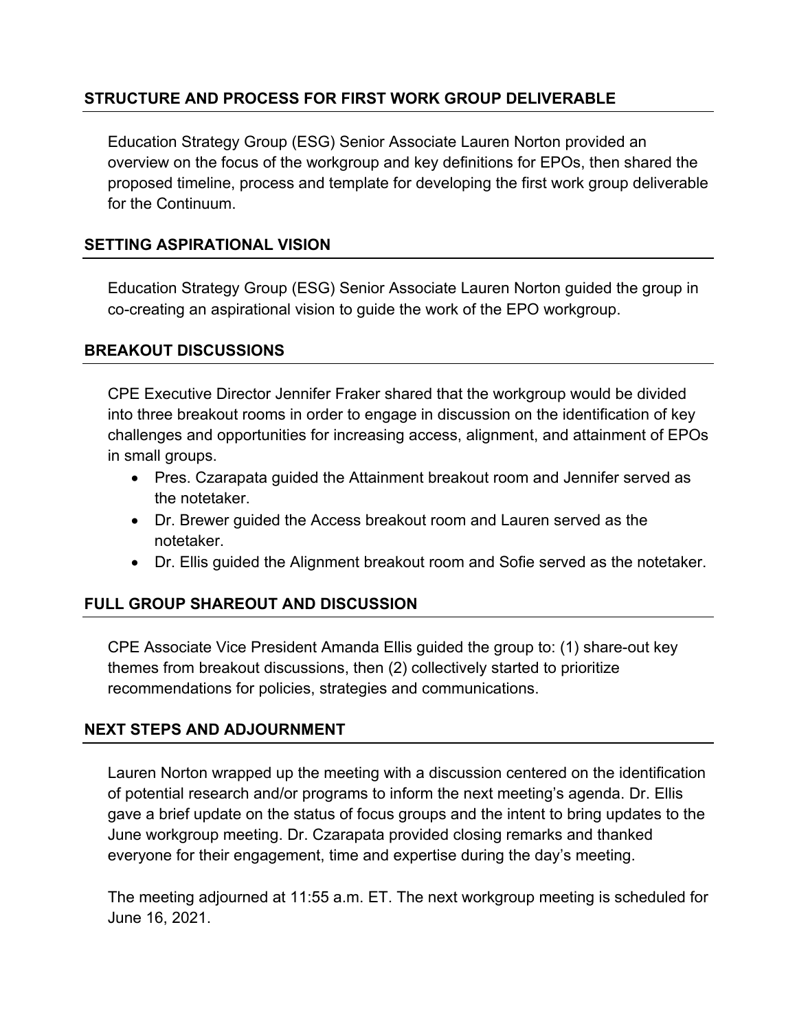## STRUCTURE AND PROCESS FOR FIRST WORK GROUP DELIVERABLE

Education Strategy Group (ESG) Senior Associate Lauren Norton provided an overview on the focus of the workgroup and key definitions for EPOs, then shared the proposed timeline, process and template for developing the first work group deliverable for the Continuum.

## SETTING ASPIRATIONAL VISION

Education Strategy Group (ESG) Senior Associate Lauren Norton guided the group in co-creating an aspirational vision to guide the work of the EPO workgroup.

## BREAKOUT DISCUSSIONS

CPE Executive Director Jennifer Fraker shared that the workgroup would be divided into three breakout rooms in order to engage in discussion on the identification of key challenges and opportunities for increasing access, alignment, and attainment of EPOs in small groups.

- Pres. Czarapata guided the Attainment breakout room and Jennifer served as the notetaker.
- Dr. Brewer guided the Access breakout room and Lauren served as the notetaker.
- Dr. Ellis guided the Alignment breakout room and Sofie served as the notetaker.

## FULL GROUP SHAREOUT AND DISCUSSION

CPE Associate Vice President Amanda Ellis guided the group to: (1) share-out key themes from breakout discussions, then (2) collectively started to prioritize recommendations for policies, strategies and communications.

## NEXT STEPS AND ADJOURNMENT

Lauren Norton wrapped up the meeting with a discussion centered on the identification of potential research and/or programs to inform the next meeting's agenda. Dr. Ellis gave a brief update on the status of focus groups and the intent to bring updates to the June workgroup meeting. Dr. Czarapata provided closing remarks and thanked everyone for their engagement, time and expertise during the day's meeting.

The meeting adjourned at 11:55 a.m. ET. The next workgroup meeting is scheduled for June 16, 2021.